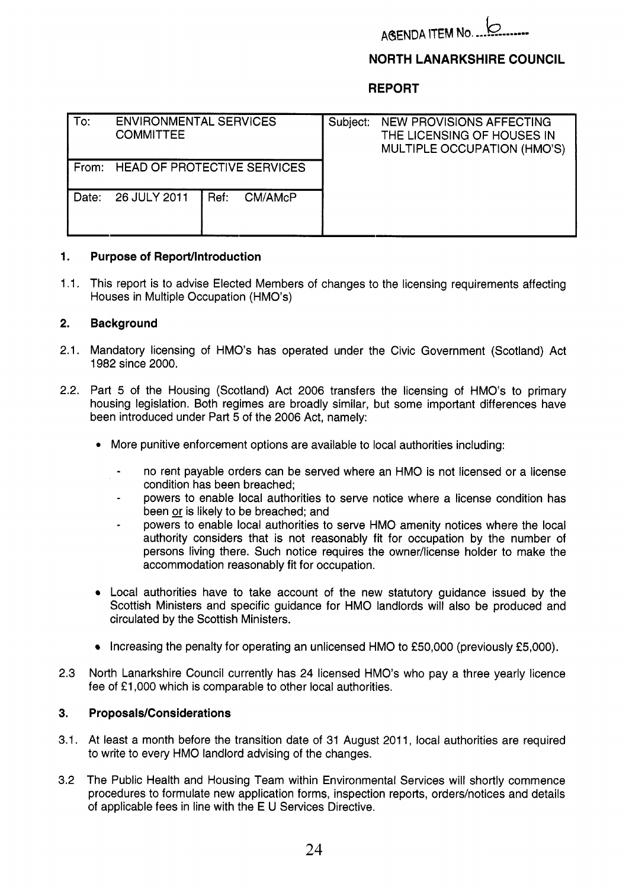AGENDA ITEM No. 6

# NORTH LANARKSHIRE COUNCIL

## REPORT

| To: ENVIRONMENTAL SERVICES COMMITTEE | | Subject: NEW PROVISIONS AFFECTING THE LICENSING OF HOUSES IN MULTIPLE OCCUPATION (HMO'S) |
|---|---|---|
| From: HEAD OF PROTECTIVE SERVICES | | |
| Date: 26 JULY 2011 | Ref: CM/AMcP | |

### 1. Purpose of Report/Introduction

1.1. This report is to advise Elected Members of changes to the licensing requirements affecting Houses in Multiple Occupation (HMO's)

### 2. Background

2.1. Mandatory licensing of HMO's has operated under the Civic Government (Scotland) Act 1982 since 2000.

2.2. Part 5 of the Housing (Scotland) Act 2006 transfers the licensing of HMO's to primary housing legislation. Both regimes are broadly similar, but some important differences have been introduced under Part 5 of the 2006 Act, namely:

- More punitive enforcement options are available to local authorities including:
  - no rent payable orders can be served where an HMO is not licensed or a license condition has been breached;
  - powers to enable local authorities to serve notice where a license condition has been <u>or</u> is likely to be breached; and
  - powers to enable local authorities to serve HMO amenity notices where the local authority considers that is not reasonably fit for occupation by the number of persons living there. Such notice requires the owner/license holder to make the accommodation reasonably fit for occupation.
- Local authorities have to take account of the new statutory guidance issued by the Scottish Ministers and specific guidance for HMO landlords will also be produced and circulated by the Scottish Ministers.
- Increasing the penalty for operating an unlicensed HMO to £50,000 (previously £5,000).

2.3 North Lanarkshire Council currently has 24 licensed HMO's who pay a three yearly licence fee of £1,000 which is comparable to other local authorities.

### 3. Proposals/Considerations

3.1. At least a month before the transition date of 31 August 2011, local authorities are required to write to every HMO landlord advising of the changes.

3.2 The Public Health and Housing Team within Environmental Services will shortly commence procedures to formulate new application forms, inspection reports, orders/notices and details of applicable fees in line with the E U Services Directive.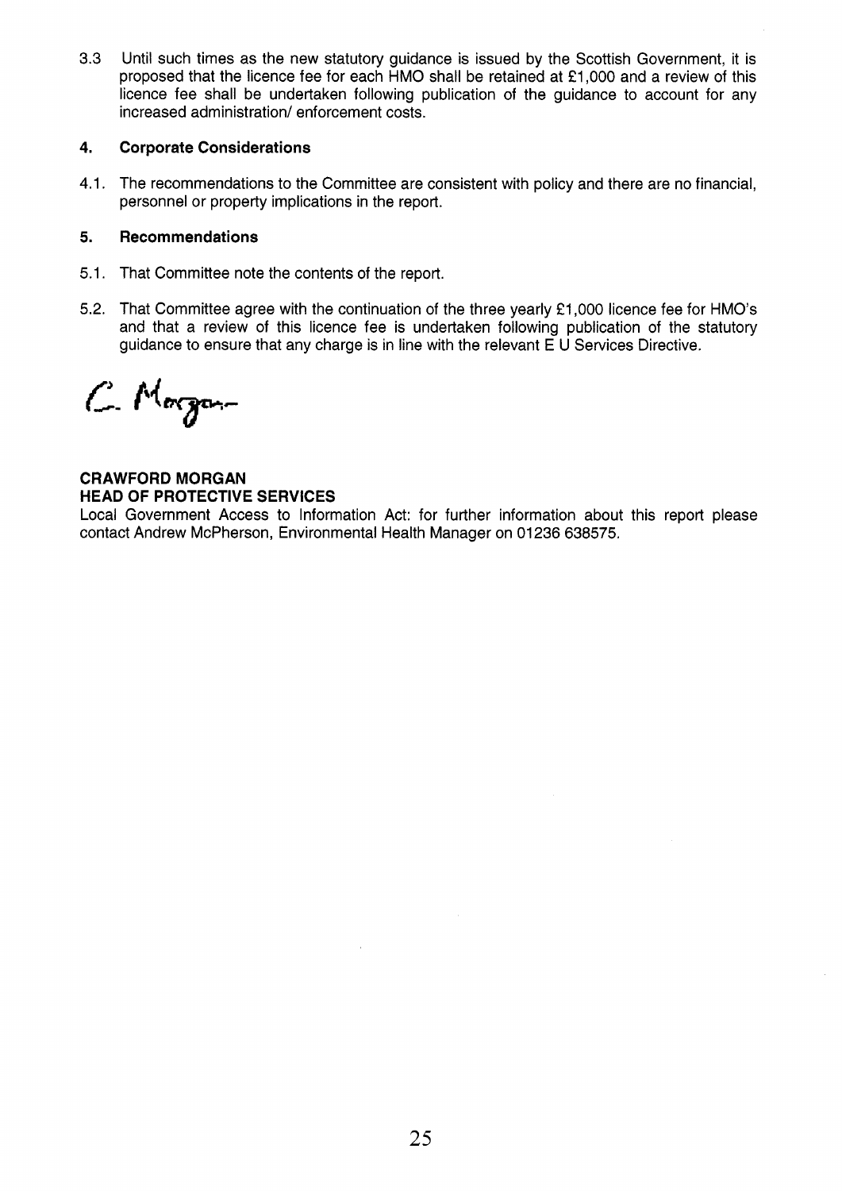3.3 Until such times as the new statutory guidance is issued by the Scottish Government, it is proposed that the licence fee for each HMO shall be retained at £1,000 and a review of this licence fee shall be undertaken following publication of the guidance to account for any increased administration/ enforcement costs.

## 4. Corporate Considerations

4.1. The recommendations to the Committee are consistent with policy and there are no financial, personnel or property implications in the report.

## 5. Recommendations

5.1. That Committee note the contents of the report.

5.2. That Committee agree with the continuation of the three yearly £1,000 licence fee for HMO's and that a review of this licence fee is undertaken following publication of the statutory guidance to ensure that any charge is in line with the relevant E U Services Directive.

C. Morgan

**CRAWFORD MORGAN**
**HEAD OF PROTECTIVE SERVICES**

Local Government Access to Information Act: for further information about this report please contact Andrew McPherson, Environmental Health Manager on 01236 638575.